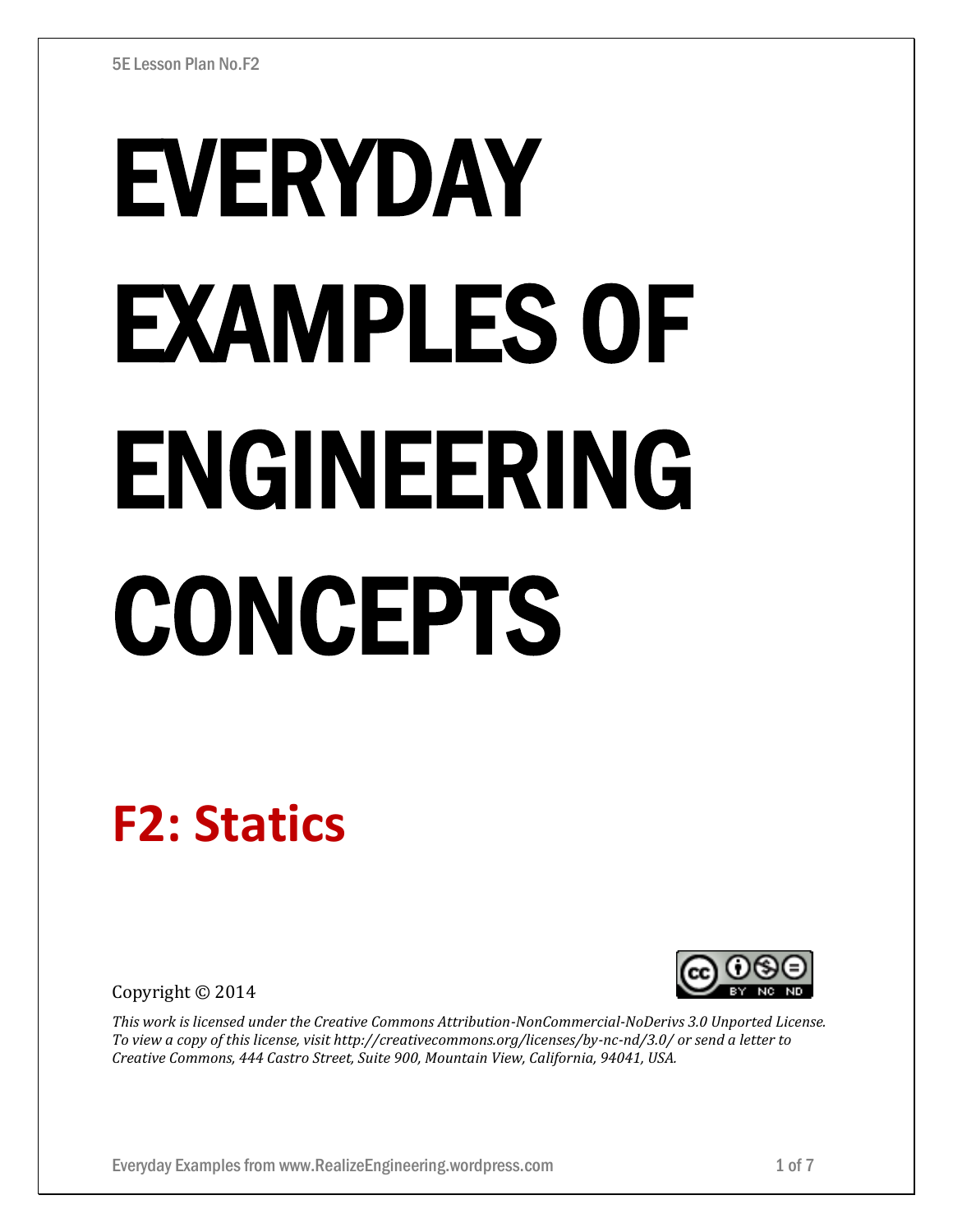# EVERYDAY EXAMPLES OF ENGINEERING CONCEPTS

## F2: Statics

Copyright © 2014

*This work is licensed under the Creative Commons Attribution-NonCommercial-NoDerivs 3.0 Unported License. To view a copy of this license, visit http://creativecommons.org/licenses/by-nc-nd/3.0/ or send a letter to Creative Commons, 444 Castro Street, Suite 900, Mountain View, California, 94041, USA.*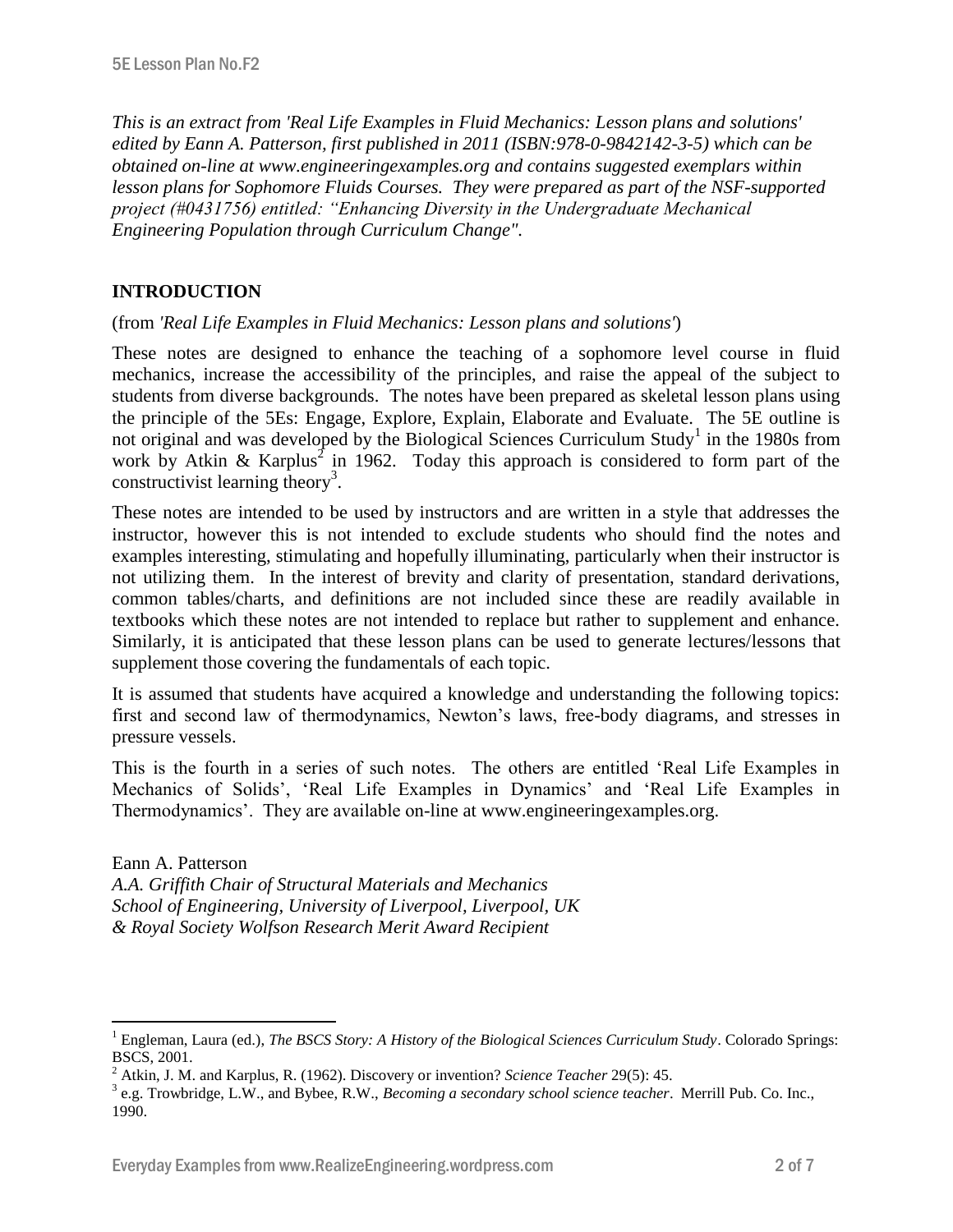*This is an extract from 'Real Life Examples in Fluid Mechanics: Lesson plans and solutions' edited by Eann A. Patterson, first published in 2011 (ISBN:978-0-9842142-3-5) which can be obtained on-line at www.engineeringexamples.org and contains suggested exemplars within lesson plans for Sophomore Fluids Courses. They were prepared as part of the NSF-supported project (#0431756) entitled: "Enhancing Diversity in the Undergraduate Mechanical Engineering Population through Curriculum Change".*

## INTRODUCTION

(from *'Real Life Examples in Fluid Mechanics: Lesson plans and solutions'*)

These notes are designed to enhance the teaching of a sophomore level course in fluid mechanics, increase the accessibility of the principles, and raise the appeal of the subject to students from diverse backgrounds. The notes have been prepared as skeletal lesson plans using the principle of the 5Es: Engage, Explore, Explain, Elaborate and Evaluate. The 5E outline is not original and was developed by the Biological Sciences Curriculum Study[1] in the 1980s from work by Atkin & Karplus[2] in 1962. Today this approach is considered to form part of the constructivist learning theory[3].

These notes are intended to be used by instructors and are written in a style that addresses the instructor, however this is not intended to exclude students who should find the notes and examples interesting, stimulating and hopefully illuminating, particularly when their instructor is not utilizing them. In the interest of brevity and clarity of presentation, standard derivations, common tables/charts, and definitions are not included since these are readily available in textbooks which these notes are not intended to replace but rather to supplement and enhance. Similarly, it is anticipated that these lesson plans can be used to generate lectures/lessons that supplement those covering the fundamentals of each topic.

It is assumed that students have acquired a knowledge and understanding the following topics: first and second law of thermodynamics, Newton's laws, free-body diagrams, and stresses in pressure vessels.

This is the fourth in a series of such notes. The others are entitled 'Real Life Examples in Mechanics of Solids', 'Real Life Examples in Dynamics' and 'Real Life Examples in Thermodynamics'. They are available on-line at www.engineeringexamples.org.

Eann A. Patterson  
*A.A. Griffith Chair of Structural Materials and Mechanics*  
*School of Engineering, University of Liverpool, Liverpool, UK*  
*& Royal Society Wolfson Research Merit Award Recipient*

---

[1] Engleman, Laura (ed.), *The BSCS Story: A History of the Biological Sciences Curriculum Study*. Colorado Springs: BSCS, 2001.

[2] Atkin, J. M. and Karplus, R. (1962). Discovery or invention? *Science Teacher* 29(5): 45.

[3] e.g. Trowbridge, L.W., and Bybee, R.W., *Becoming a secondary school science teacher*. Merrill Pub. Co. Inc., 1990.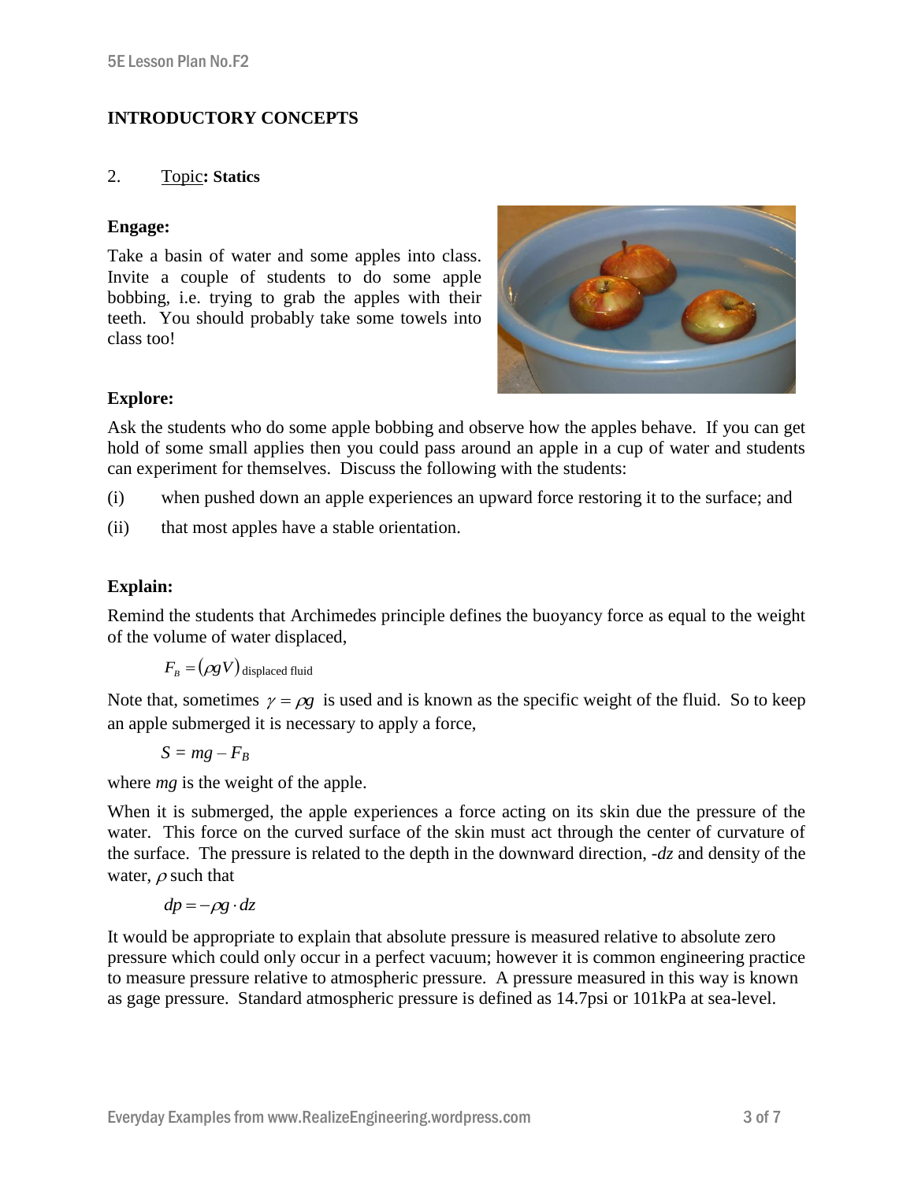## INTRODUCTORY CONCEPTS

2. Topic**: Statics**

**Engage:**

Take a basin of water and some apples into class. Invite a couple of students to do some apple bobbing, i.e. trying to grab the apples with their teeth. You should probably take some towels into class too!

**Explore:**

Ask the students who do some apple bobbing and observe how the apples behave. If you can get hold of some small applies then you could pass around an apple in a cup of water and students can experiment for themselves. Discuss the following with the students:

(i) when pushed down an apple experiences an upward force restoring it to the surface; and

(ii) that most apples have a stable orientation.

**Explain:**

Remind the students that Archimedes principle defines the buoyancy force as equal to the weight of the volume of water displaced,

$$F_B = (\rho g V)_{\text{displaced fluid}}$$

Note that, sometimes $\gamma = \rho g$ is used and is known as the specific weight of the fluid. So to keep an apple submerged it is necessary to apply a force,

$$S = mg - F_B$$

where $mg$ is the weight of the apple.

When it is submerged, the apple experiences a force acting on its skin due the pressure of the water. This force on the curved surface of the skin must act through the center of curvature of the surface. The pressure is related to the depth in the downward direction, $-dz$ and density of the water, $\rho$ such that

$$dp = -\rho g \cdot dz$$

It would be appropriate to explain that absolute pressure is measured relative to absolute zero pressure which could only occur in a perfect vacuum; however it is common engineering practice to measure pressure relative to atmospheric pressure. A pressure measured in this way is known as gage pressure. Standard atmospheric pressure is defined as 14.7psi or 101kPa at sea-level.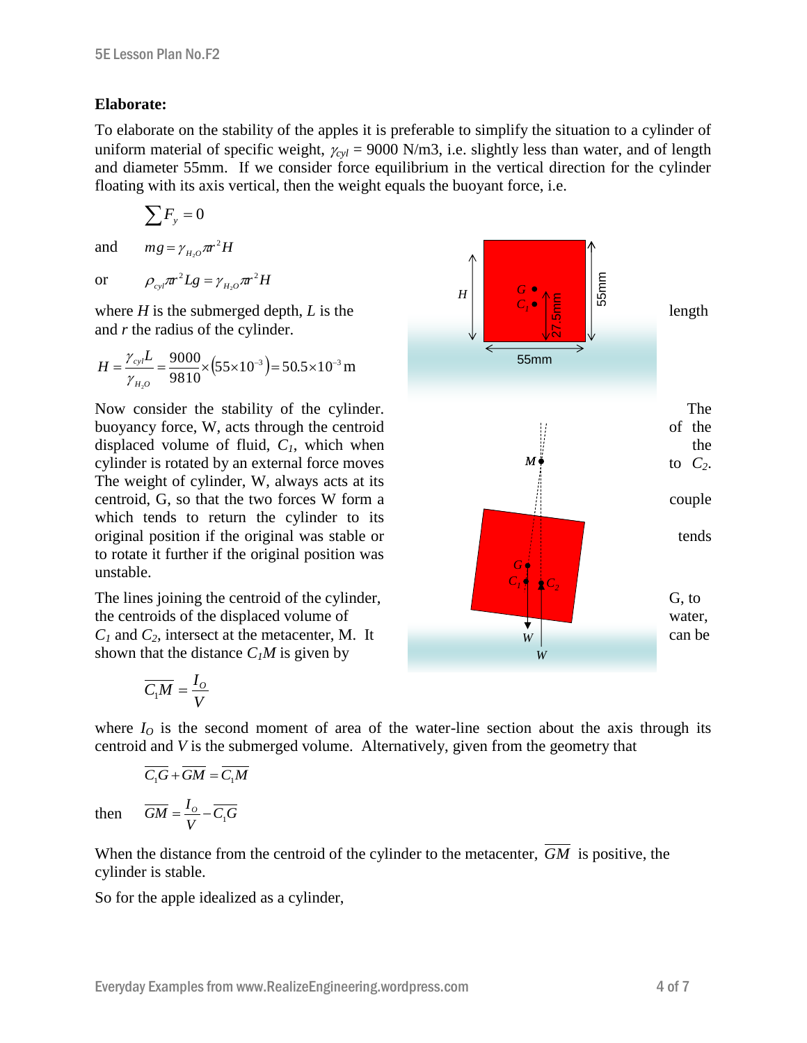**Elaborate:**

To elaborate on the stability of the apples it is preferable to simplify the situation to a cylinder of uniform material of specific weight, $\gamma_{cyl}$ = 9000 N/m3, i.e. slightly less than water, and of length and diameter 55mm. If we consider force equilibrium in the vertical direction for the cylinder floating with its axis vertical, then the weight equals the buoyant force, i.e.

$$\sum F_y = 0$$

and $$mg = \gamma_{H_2O} \pi r^2 H$$

or $$\rho_{cyl} \pi r^2 L g = \gamma_{H_2O} \pi r^2 H$$

where $H$ is the submerged depth, $L$ is the length and $r$ the radius of the cylinder.

$$H = \frac{\gamma_{cyl} L}{\gamma_{H_2O}} = \frac{9000}{9810} \times \left(55 \times 10^{-3}\right) = 50.5 \times 10^{-3}\,\text{m}$$

Now consider the stability of the cylinder. The buoyancy force, W, acts through the centroid of the displaced volume of fluid, $C_1$, which when the cylinder is rotated by an external force moves to $C_2$. The weight of cylinder, W, always acts at its centroid, G, so that the two forces W form a couple which tends to return the cylinder to its original position if the original was stable or tends to rotate it further if the original position was unstable.

The lines joining the centroid of the cylinder, G, to the centroids of the displaced volume of water, $C_1$ and $C_2$, intersect at the metacenter, M. It can be shown that the distance $C_1M$ is given by

$$\overline{C_1 M} = \frac{I_O}{V}$$

where $I_O$ is the second moment of area of the water-line section about the axis through its centroid and $V$ is the submerged volume. Alternatively, given from the geometry that

$$\overline{C_1 G} + \overline{GM} = \overline{C_1 M}$$

then $$\overline{GM} = \frac{I_O}{V} - \overline{C_1 G}$$

When the distance from the centroid of the cylinder to the metacenter, $\overline{GM}$ is positive, the cylinder is stable.

So for the apple idealized as a cylinder,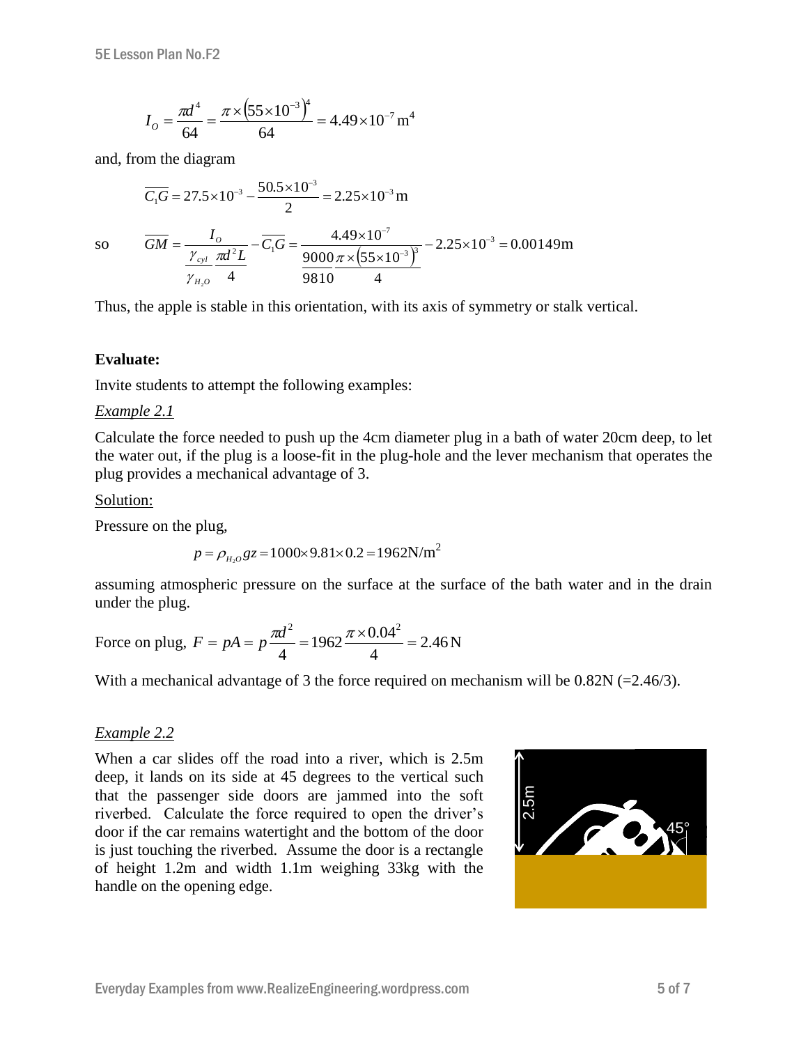$$I_O = \frac{\pi d^4}{64} = \frac{\pi \times \left(55\times10^{-3}\right)^4}{64} = 4.49\times10^{-7}\,\text{m}^4$$

and, from the diagram

$$\overline{C_1G} = 27.5\times10^{-3} - \frac{50.5\times10^{-3}}{2} = 2.25\times10^{-3}\,\text{m}$$

so

$$\overline{GM} = \frac{I_O}{\frac{\gamma_{cyl}}{\gamma_{H_2O}}\frac{\pi d^2 L}{4}} - \overline{C_1G} = \frac{4.49\times10^{-7}}{\frac{9000}{9810}\frac{\pi\times\left(55\times10^{-3}\right)^3}{4}} - 2.25\times10^{-3} = 0.00149\text{m}$$

Thus, the apple is stable in this orientation, with its axis of symmetry or stalk vertical.

**Evaluate:**

Invite students to attempt the following examples:

*Example 2.1*

Calculate the force needed to push up the 4cm diameter plug in a bath of water 20cm deep, to let the water out, if the plug is a loose-fit in the plug-hole and the lever mechanism that operates the plug provides a mechanical advantage of 3.

Solution:

Pressure on the plug,

$$p = \rho_{H_2O} g z = 1000\times9.81\times0.2 = 1962\text{N/m}^2$$

assuming atmospheric pressure on the surface at the surface of the bath water and in the drain under the plug.

Force on plug, $F = pA = p\dfrac{\pi d^2}{4} = 1962\dfrac{\pi\times0.04^2}{4} = 2.46\,\text{N}$

With a mechanical advantage of 3 the force required on mechanism will be 0.82N (=2.46/3).

*Example 2.2*

When a car slides off the road into a river, which is 2.5m deep, it lands on its side at 45 degrees to the vertical such that the passenger side doors are jammed into the soft riverbed. Calculate the force required to open the driver's door if the car remains watertight and the bottom of the door is just touching the riverbed. Assume the door is a rectangle of height 1.2m and width 1.1m weighing 33kg with the handle on the opening edge.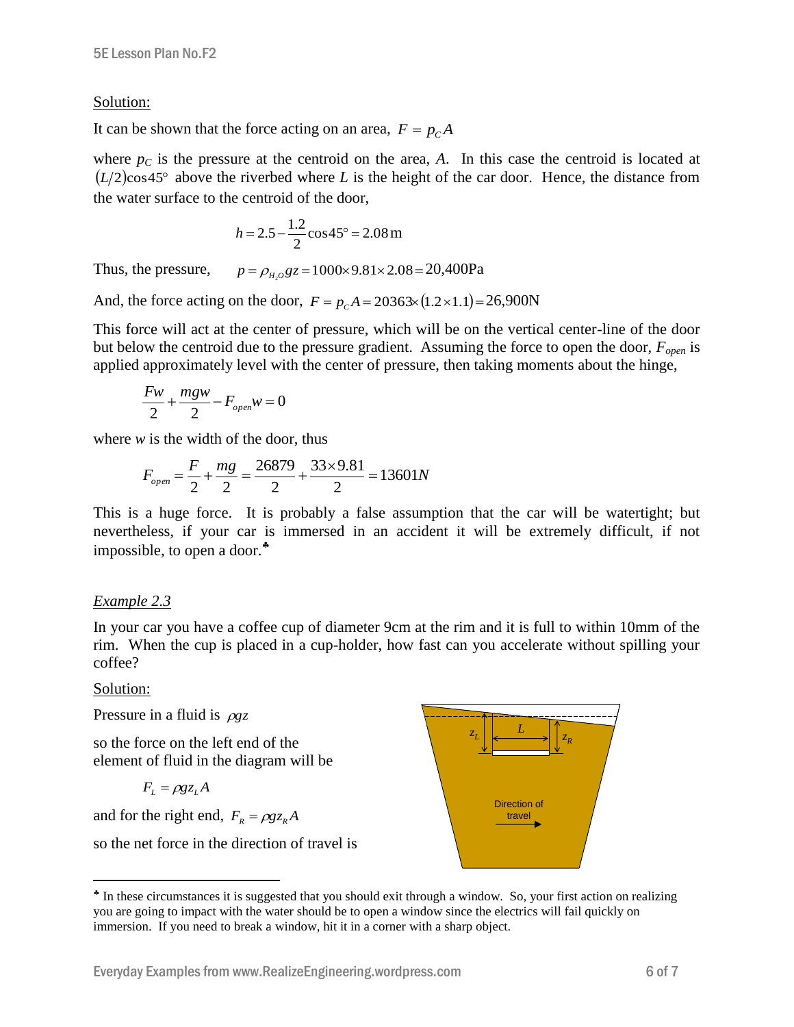Solution:

It can be shown that the force acting on an area, $F = p_C A$

where $p_C$ is the pressure at the centroid on the area, $A$. In this case the centroid is located at $(L/2)\cos 45°$ above the riverbed where $L$ is the height of the car door. Hence, the distance from the water surface to the centroid of the door,

$$h = 2.5 - \frac{1.2}{2}\cos 45° = 2.08\,\text{m}$$

Thus, the pressure, $p = \rho_{H_2O} g z = 1000 \times 9.81 \times 2.08 = 20{,}400\text{Pa}$

And, the force acting on the door, $F = p_C A = 20363 \times (1.2 \times 1.1) = 26{,}900\text{N}$

This force will act at the center of pressure, which will be on the vertical center-line of the door but below the centroid due to the pressure gradient. Assuming the force to open the door, $F_{open}$ is applied approximately level with the center of pressure, then taking moments about the hinge,

$$\frac{Fw}{2} + \frac{mgw}{2} - F_{open}w = 0$$

where $w$ is the width of the door, thus

$$F_{open} = \frac{F}{2} + \frac{mg}{2} = \frac{26879}{2} + \frac{33 \times 9.81}{2} = 13601N$$

This is a huge force. It is probably a false assumption that the car will be watertight; but nevertheless, if your car is immersed in an accident it will be extremely difficult, if not impossible, to open a door.♣

*Example 2.3*

In your car you have a coffee cup of diameter 9cm at the rim and it is full to within 10mm of the rim. When the cup is placed in a cup-holder, how fast can you accelerate without spilling your coffee?

Solution:

Pressure in a fluid is $\rho g z$

so the force on the left end of the element of fluid in the diagram will be

$$F_L = \rho g z_L A$$

and for the right end, $F_R = \rho g z_R A$

so the net force in the direction of travel is

♣ In these circumstances it is suggested that you should exit through a window. So, your first action on realizing you are going to impact with the water should be to open a window since the electrics will fail quickly on immersion. If you need to break a window, hit it in a corner with a sharp object.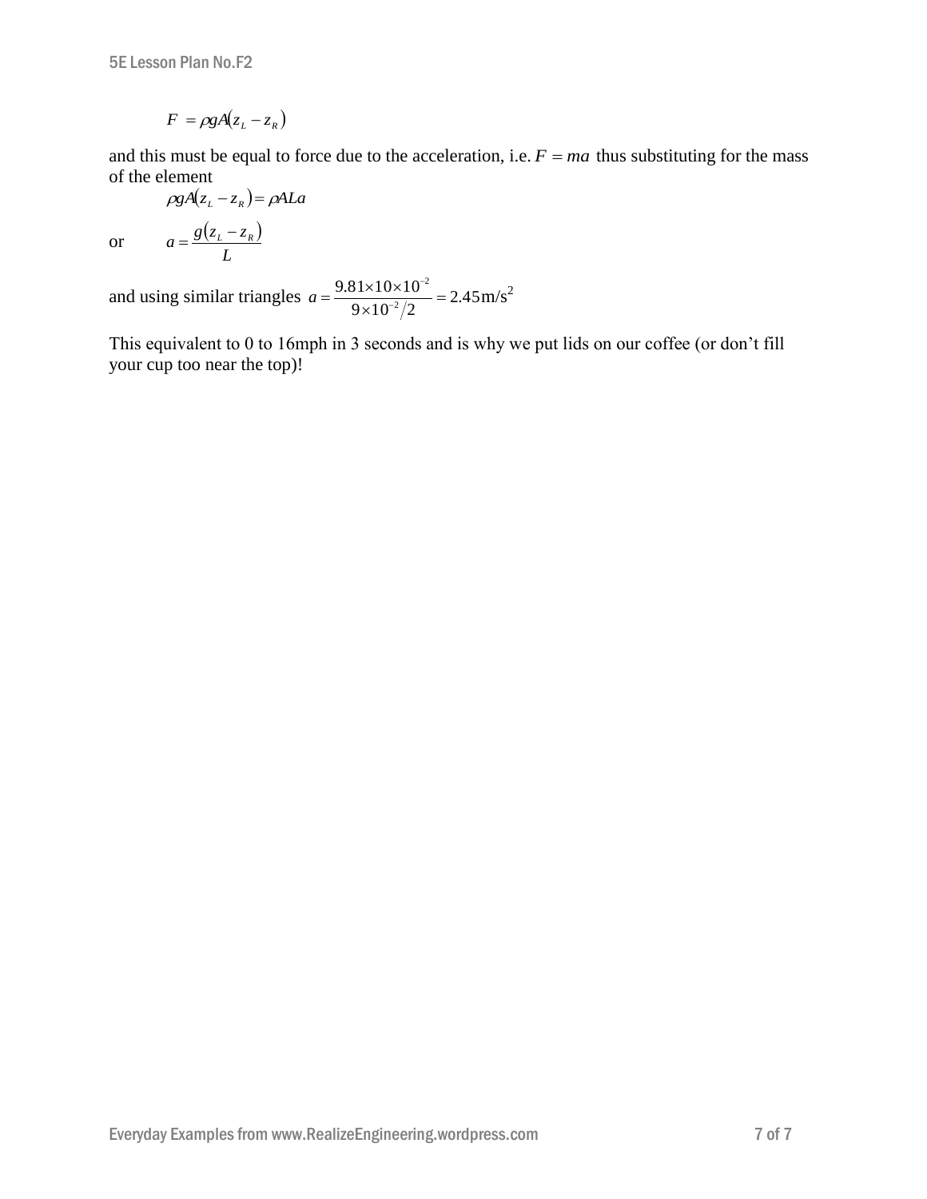$$F = \rho g A(z_L - z_R)$$

and this must be equal to force due to the acceleration, i.e. $F = ma$ thus substituting for the mass of the element

$$\rho g A(z_L - z_R) = \rho A L a$$

or $$a = \frac{g(z_L - z_R)}{L}$$

and using similar triangles $a = \dfrac{9.81 \times 10 \times 10^{-2}}{9 \times 10^{-2}/2} = 2.45\,\text{m/s}^2$

This equivalent to 0 to 16mph in 3 seconds and is why we put lids on our coffee (or don't fill your cup too near the top)!